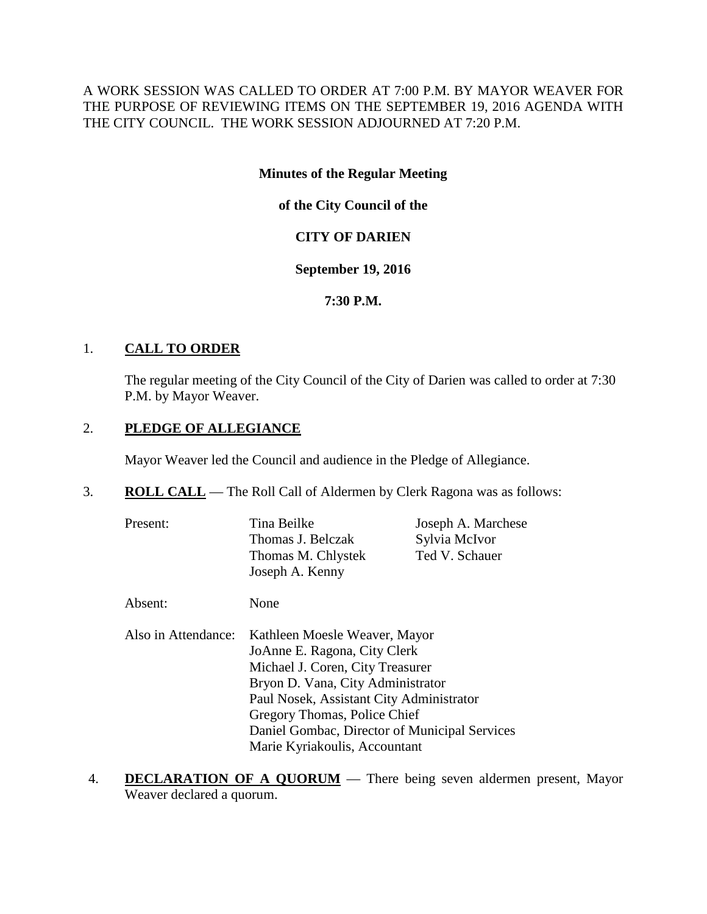A WORK SESSION WAS CALLED TO ORDER AT 7:00 P.M. BY MAYOR WEAVER FOR THE PURPOSE OF REVIEWING ITEMS ON THE SEPTEMBER 19, 2016 AGENDA WITH THE CITY COUNCIL. THE WORK SESSION ADJOURNED AT 7:20 P.M.

**Minutes of the Regular Meeting**

**of the City Council of the**

**CITY OF DARIEN**

**September 19, 2016**

**7:30 P.M.**

1. **CALL TO ORDER**

   The regular meeting of the City Council of the City of Darien was called to order at 7:30 P.M. by Mayor Weaver.

2. **PLEDGE OF ALLEGIANCE**

   Mayor Weaver led the Council and audience in the Pledge of Allegiance.

3. **ROLL CALL** — The Roll Call of Aldermen by Clerk Ragona was as follows:

   Present: Tina Beilke, Thomas J. Belczak, Thomas M. Chlystek, Joseph A. Kenny, Joseph A. Marchese, Sylvia McIvor, Ted V. Schauer

   Absent: None

   Also in Attendance:
   Kathleen Moesle Weaver, Mayor
   JoAnne E. Ragona, City Clerk
   Michael J. Coren, City Treasurer
   Bryon D. Vana, City Administrator
   Paul Nosek, Assistant City Administrator
   Gregory Thomas, Police Chief
   Daniel Gombac, Director of Municipal Services
   Marie Kyriakoulis, Accountant

4. **DECLARATION OF A QUORUM** — There being seven aldermen present, Mayor Weaver declared a quorum.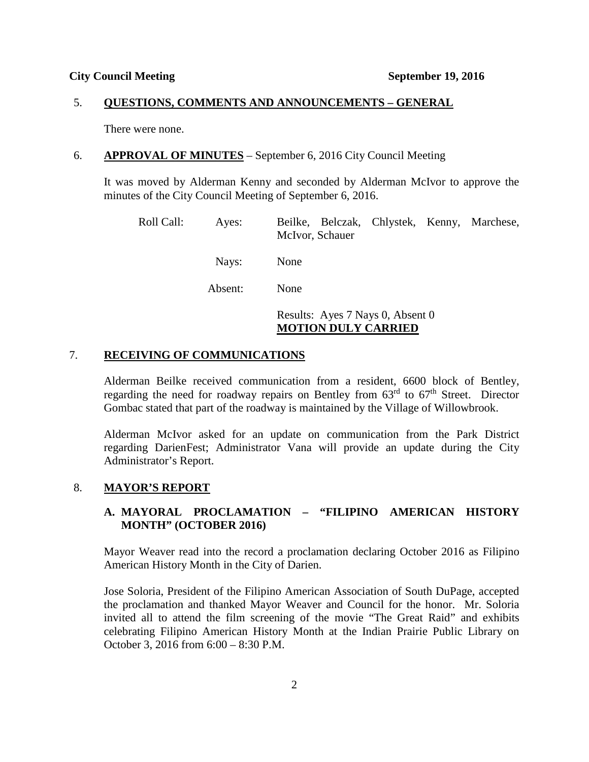**City Council Meeting** **September 19, 2016**

## 5. QUESTIONS, COMMENTS AND ANNOUNCEMENTS – GENERAL

There were none.

## 6. APPROVAL OF MINUTES – September 6, 2016 City Council Meeting

It was moved by Alderman Kenny and seconded by Alderman McIvor to approve the minutes of the City Council Meeting of September 6, 2016.

Roll Call: Ayes: Beilke, Belczak, Chlystek, Kenny, Marchese, McIvor, Schauer

Nays: None

Absent: None

Results: Ayes 7 Nays 0, Absent 0
**MOTION DULY CARRIED**

## 7. RECEIVING OF COMMUNICATIONS

Alderman Beilke received communication from a resident, 6600 block of Bentley, regarding the need for roadway repairs on Bentley from 63rd to 67th Street. Director Gombac stated that part of the roadway is maintained by the Village of Willowbrook.

Alderman McIvor asked for an update on communication from the Park District regarding DarienFest; Administrator Vana will provide an update during the City Administrator's Report.

## 8. MAYOR'S REPORT

### A. MAYORAL PROCLAMATION – "FILIPINO AMERICAN HISTORY MONTH" (OCTOBER 2016)

Mayor Weaver read into the record a proclamation declaring October 2016 as Filipino American History Month in the City of Darien.

Jose Soloria, President of the Filipino American Association of South DuPage, accepted the proclamation and thanked Mayor Weaver and Council for the honor. Mr. Soloria invited all to attend the film screening of the movie "The Great Raid" and exhibits celebrating Filipino American History Month at the Indian Prairie Public Library on October 3, 2016 from 6:00 – 8:30 P.M.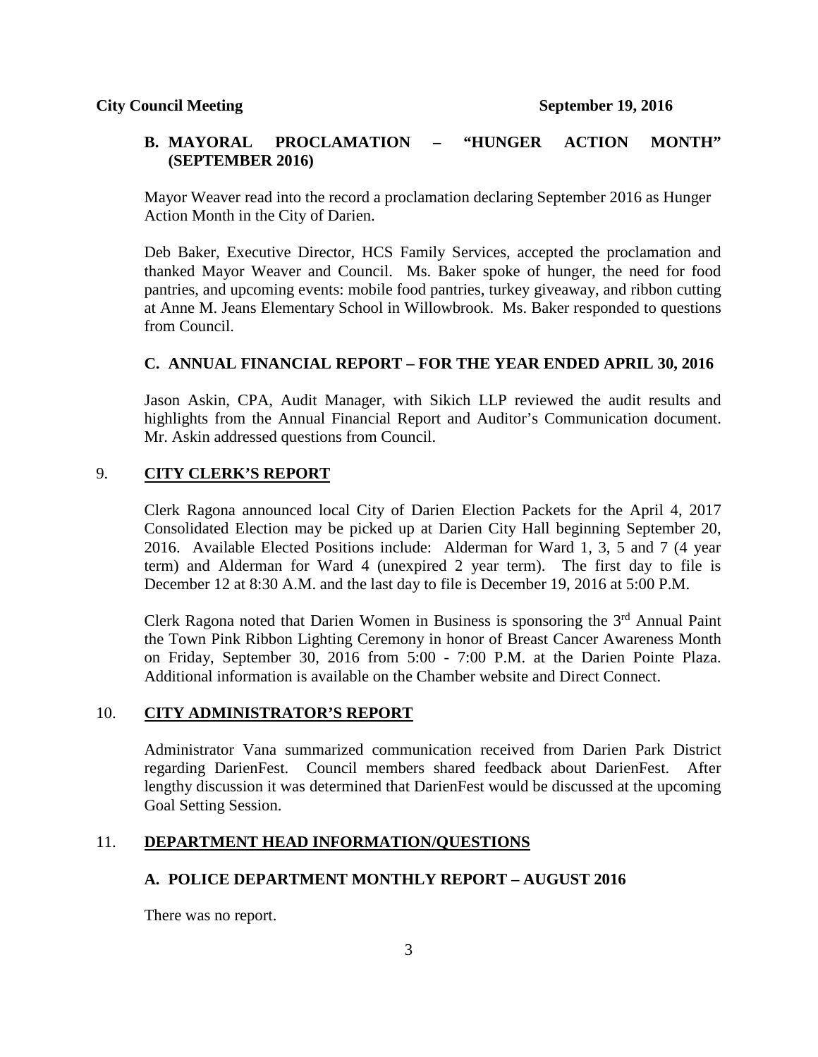### B. MAYORAL PROCLAMATION – "HUNGER ACTION MONTH" (SEPTEMBER 2016)

Mayor Weaver read into the record a proclamation declaring September 2016 as Hunger Action Month in the City of Darien.

Deb Baker, Executive Director, HCS Family Services, accepted the proclamation and thanked Mayor Weaver and Council. Ms. Baker spoke of hunger, the need for food pantries, and upcoming events: mobile food pantries, turkey giveaway, and ribbon cutting at Anne M. Jeans Elementary School in Willowbrook. Ms. Baker responded to questions from Council.

### C. ANNUAL FINANCIAL REPORT – FOR THE YEAR ENDED APRIL 30, 2016

Jason Askin, CPA, Audit Manager, with Sikich LLP reviewed the audit results and highlights from the Annual Financial Report and Auditor's Communication document. Mr. Askin addressed questions from Council.

## 9. CITY CLERK'S REPORT

Clerk Ragona announced local City of Darien Election Packets for the April 4, 2017 Consolidated Election may be picked up at Darien City Hall beginning September 20, 2016. Available Elected Positions include: Alderman for Ward 1, 3, 5 and 7 (4 year term) and Alderman for Ward 4 (unexpired 2 year term). The first day to file is December 12 at 8:30 A.M. and the last day to file is December 19, 2016 at 5:00 P.M.

Clerk Ragona noted that Darien Women in Business is sponsoring the 3rd Annual Paint the Town Pink Ribbon Lighting Ceremony in honor of Breast Cancer Awareness Month on Friday, September 30, 2016 from 5:00 - 7:00 P.M. at the Darien Pointe Plaza. Additional information is available on the Chamber website and Direct Connect.

## 10. CITY ADMINISTRATOR'S REPORT

Administrator Vana summarized communication received from Darien Park District regarding DarienFest. Council members shared feedback about DarienFest. After lengthy discussion it was determined that DarienFest would be discussed at the upcoming Goal Setting Session.

## 11. DEPARTMENT HEAD INFORMATION/QUESTIONS

### A. POLICE DEPARTMENT MONTHLY REPORT – AUGUST 2016

There was no report.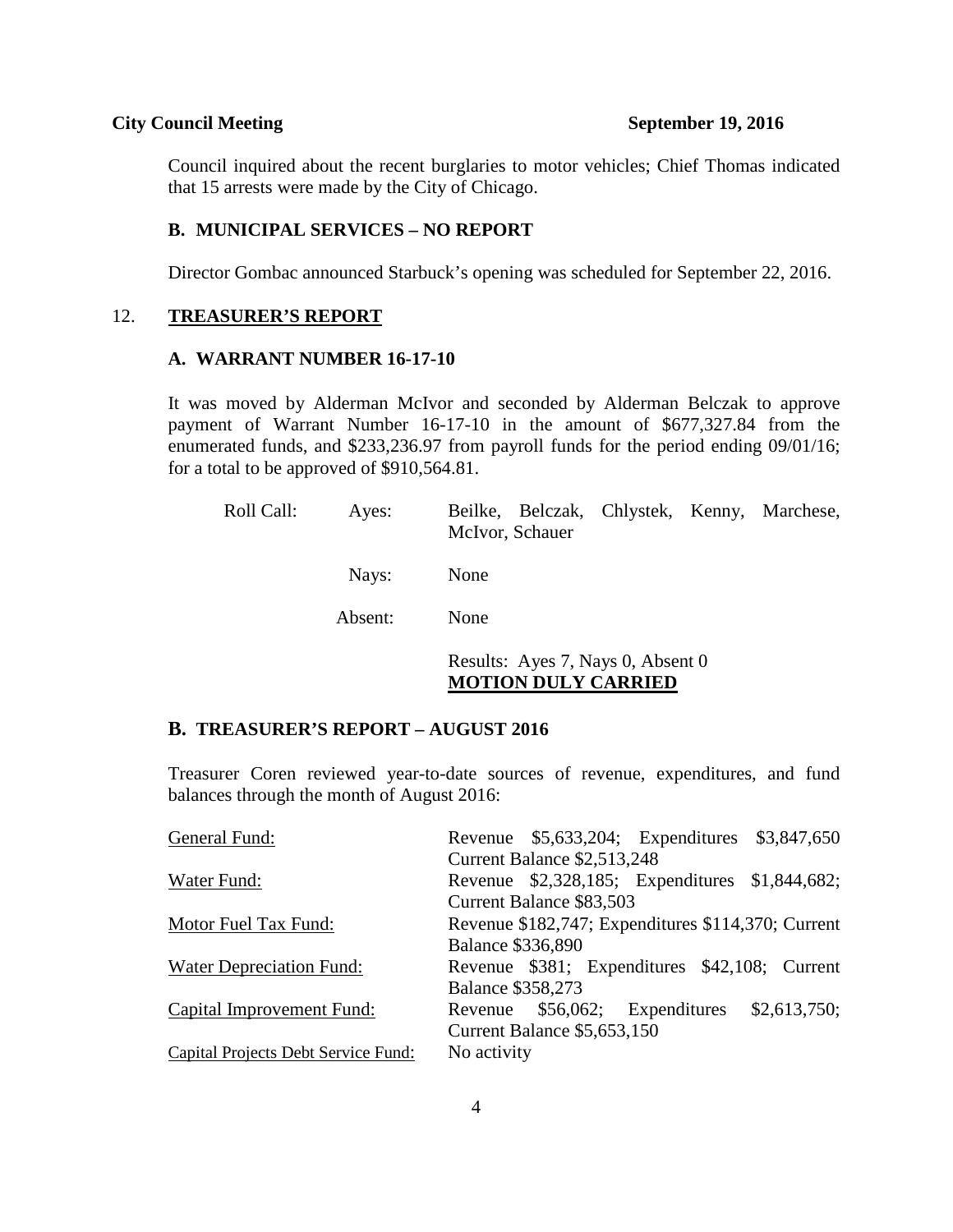Council inquired about the recent burglaries to motor vehicles; Chief Thomas indicated that 15 arrests were made by the City of Chicago.

### B. MUNICIPAL SERVICES – NO REPORT

Director Gombac announced Starbuck's opening was scheduled for September 22, 2016.

## 12. TREASURER'S REPORT

### A. WARRANT NUMBER 16-17-10

It was moved by Alderman McIvor and seconded by Alderman Belczak to approve payment of Warrant Number 16-17-10 in the amount of \$677,327.84 from the enumerated funds, and \$233,236.97 from payroll funds for the period ending 09/01/16; for a total to be approved of \$910,564.81.

Roll Call:
- Ayes: Beilke, Belczak, Chlystek, Kenny, Marchese, McIvor, Schauer
- Nays: None
- Absent: None

Results: Ayes 7, Nays 0, Absent 0
**MOTION DULY CARRIED**

### B. TREASURER'S REPORT – AUGUST 2016

Treasurer Coren reviewed year-to-date sources of revenue, expenditures, and fund balances through the month of August 2016:

| Fund | Activity |
|---|---|
| General Fund: | Revenue \$5,633,204; Expenditures \$3,847,650 Current Balance \$2,513,248 |
| Water Fund: | Revenue \$2,328,185; Expenditures \$1,844,682; Current Balance \$83,503 |
| Motor Fuel Tax Fund: | Revenue \$182,747; Expenditures \$114,370; Current Balance \$336,890 |
| Water Depreciation Fund: | Revenue \$381; Expenditures \$42,108; Current Balance \$358,273 |
| Capital Improvement Fund: | Revenue \$56,062; Expenditures \$2,613,750; Current Balance \$5,653,150 |
| Capital Projects Debt Service Fund: | No activity |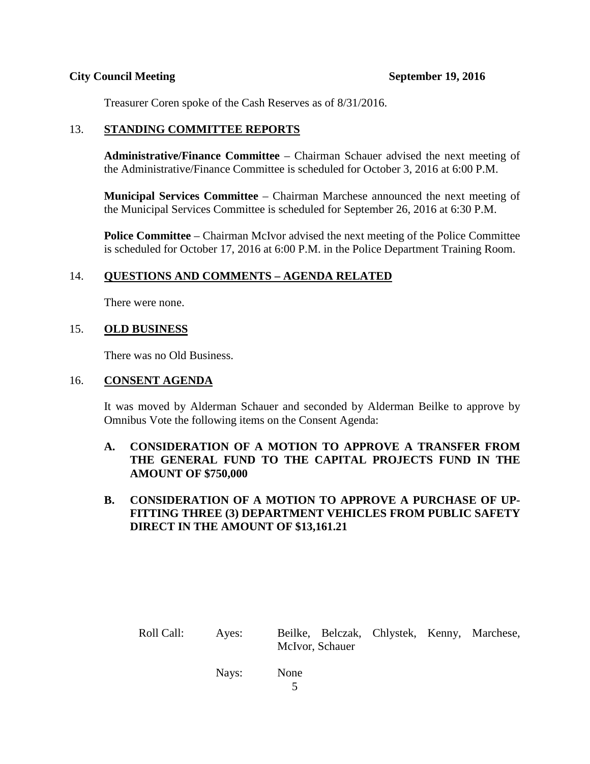Treasurer Coren spoke of the Cash Reserves as of 8/31/2016.

13. **STANDING COMMITTEE REPORTS**

**Administrative/Finance Committee** – Chairman Schauer advised the next meeting of the Administrative/Finance Committee is scheduled for October 3, 2016 at 6:00 P.M.

**Municipal Services Committee** – Chairman Marchese announced the next meeting of the Municipal Services Committee is scheduled for September 26, 2016 at 6:30 P.M.

**Police Committee** – Chairman McIvor advised the next meeting of the Police Committee is scheduled for October 17, 2016 at 6:00 P.M. in the Police Department Training Room.

14. **QUESTIONS AND COMMENTS – AGENDA RELATED**

There were none.

15. **OLD BUSINESS**

There was no Old Business.

16. **CONSENT AGENDA**

It was moved by Alderman Schauer and seconded by Alderman Beilke to approve by Omnibus Vote the following items on the Consent Agenda:

**A. CONSIDERATION OF A MOTION TO APPROVE A TRANSFER FROM THE GENERAL FUND TO THE CAPITAL PROJECTS FUND IN THE AMOUNT OF $750,000**

**B. CONSIDERATION OF A MOTION TO APPROVE A PURCHASE OF UP-FITTING THREE (3) DEPARTMENT VEHICLES FROM PUBLIC SAFETY DIRECT IN THE AMOUNT OF $13,161.21**

Roll Call: Ayes: Beilke, Belczak, Chlystek, Kenny, Marchese, McIvor, Schauer

Nays: None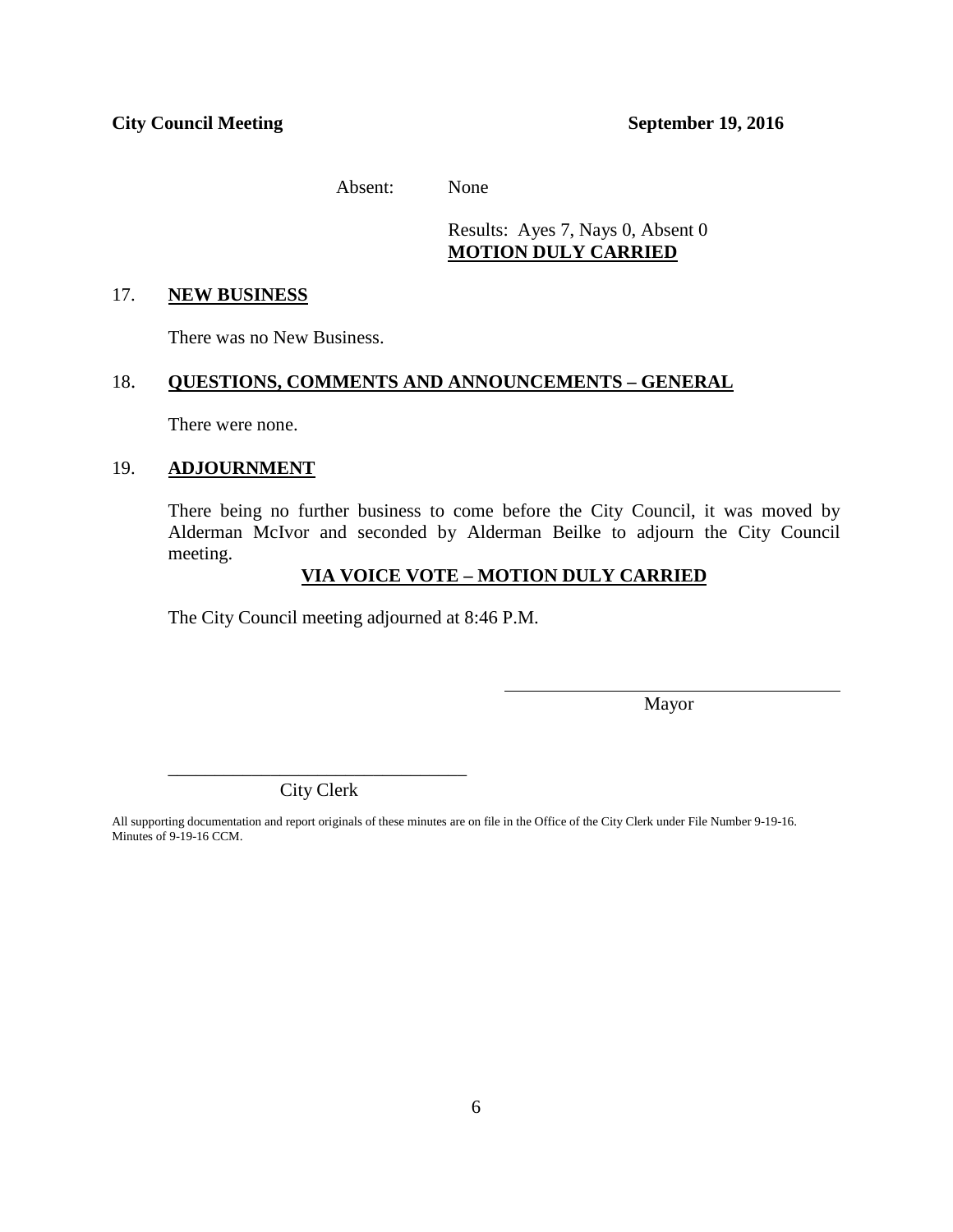Absent: None

Results: Ayes 7, Nays 0, Absent 0
**MOTION DULY CARRIED**

17. **NEW BUSINESS**

There was no New Business.

18. **QUESTIONS, COMMENTS AND ANNOUNCEMENTS – GENERAL**

There were none.

19. **ADJOURNMENT**

There being no further business to come before the City Council, it was moved by Alderman McIvor and seconded by Alderman Beilke to adjourn the City Council meeting.

**VIA VOICE VOTE – MOTION DULY CARRIED**

The City Council meeting adjourned at 8:46 P.M.

_____________________________________
Mayor

_________________________________
City Clerk

All supporting documentation and report originals of these minutes are on file in the Office of the City Clerk under File Number 9-19-16.
Minutes of 9-19-16 CCM.